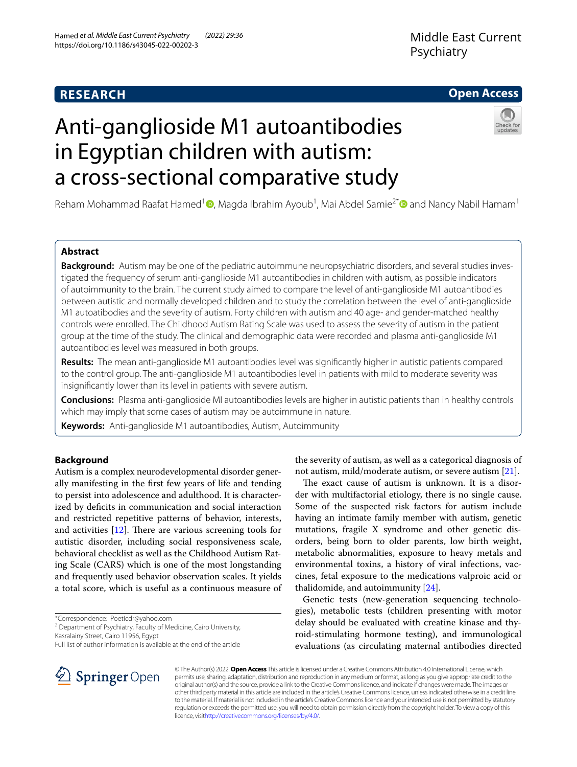# Anti-ganglioside M1 autoantibodies in Egyptian children with autism: a cross-sectional comparative study

Reham Mohammad Raafat Hamed[1], Magda Ibrahim Ayoub[1], Mai Abdel Samie[2*] and Nancy Nabil Hamam[1]

## Abstract

**Background:** Autism may be one of the pediatric autoimmune neuropsychiatric disorders, and several studies investigated the frequency of serum anti-ganglioside M1 autoantibodies in children with autism, as possible indicators of autoimmunity to the brain. The current study aimed to compare the level of anti-ganglioside M1 autoantibodies between autistic and normally developed children and to study the correlation between the level of anti-ganglioside M1 autoatibodies and the severity of autism. Forty children with autism and 40 age- and gender-matched healthy controls were enrolled. The Childhood Autism Rating Scale was used to assess the severity of autism in the patient group at the time of the study. The clinical and demographic data were recorded and plasma anti-ganglioside M1 autoantibodies level was measured in both groups.

**Results:** The mean anti-ganglioside M1 autoantibodies level was significantly higher in autistic patients compared to the control group. The anti-ganglioside M1 autoantibodies level in patients with mild to moderate severity was insignificantly lower than its level in patients with severe autism.

**Conclusions:** Plasma anti-ganglioside MI autoantibodies levels are higher in autistic patients than in healthy controls which may imply that some cases of autism may be autoimmune in nature.

**Keywords:** Anti-ganglioside M1 autoantibodies, Autism, Autoimmunity

## Background

Autism is a complex neurodevelopmental disorder generally manifesting in the first few years of life and tending to persist into adolescence and adulthood. It is characterized by deficits in communication and social interaction and restricted repetitive patterns of behavior, interests, and activities [12]. There are various screening tools for autistic disorder, including social responsiveness scale, behavioral checklist as well as the Childhood Autism Rating Scale (CARS) which is one of the most longstanding and frequently used behavior observation scales. It yields a total score, which is useful as a continuous measure of the severity of autism, as well as a categorical diagnosis of not autism, mild/moderate autism, or severe autism [21].

The exact cause of autism is unknown. It is a disorder with multifactorial etiology, there is no single cause. Some of the suspected risk factors for autism include having an intimate family member with autism, genetic mutations, fragile X syndrome and other genetic disorders, being born to older parents, low birth weight, metabolic abnormalities, exposure to heavy metals and environmental toxins, a history of viral infections, vaccines, fetal exposure to the medications valproic acid or thalidomide, and autoimmunity [24].

Genetic tests (new-generation sequencing technologies), metabolic tests (children presenting with motor delay should be evaluated with creatine kinase and thyroid-stimulating hormone testing), and immunological evaluations (as circulating maternal antibodies directed

*Correspondence: Poeticdr@yahoo.com
[2] Department of Psychiatry, Faculty of Medicine, Cairo University, Kasralainy Street, Cairo 11956, Egypt
Full list of author information is available at the end of the article

© The Author(s) 2022. **Open Access** This article is licensed under a Creative Commons Attribution 4.0 International License, which permits use, sharing, adaptation, distribution and reproduction in any medium or format, as long as you give appropriate credit to the original author(s) and the source, provide a link to the Creative Commons licence, and indicate if changes were made. The images or other third party material in this article are included in the article's Creative Commons licence, unless indicated otherwise in a credit line to the material. If material is not included in the article's Creative Commons licence and your intended use is not permitted by statutory regulation or exceeds the permitted use, you will need to obtain permission directly from the copyright holder. To view a copy of this licence, visit http://creativecommons.org/licenses/by/4.0/.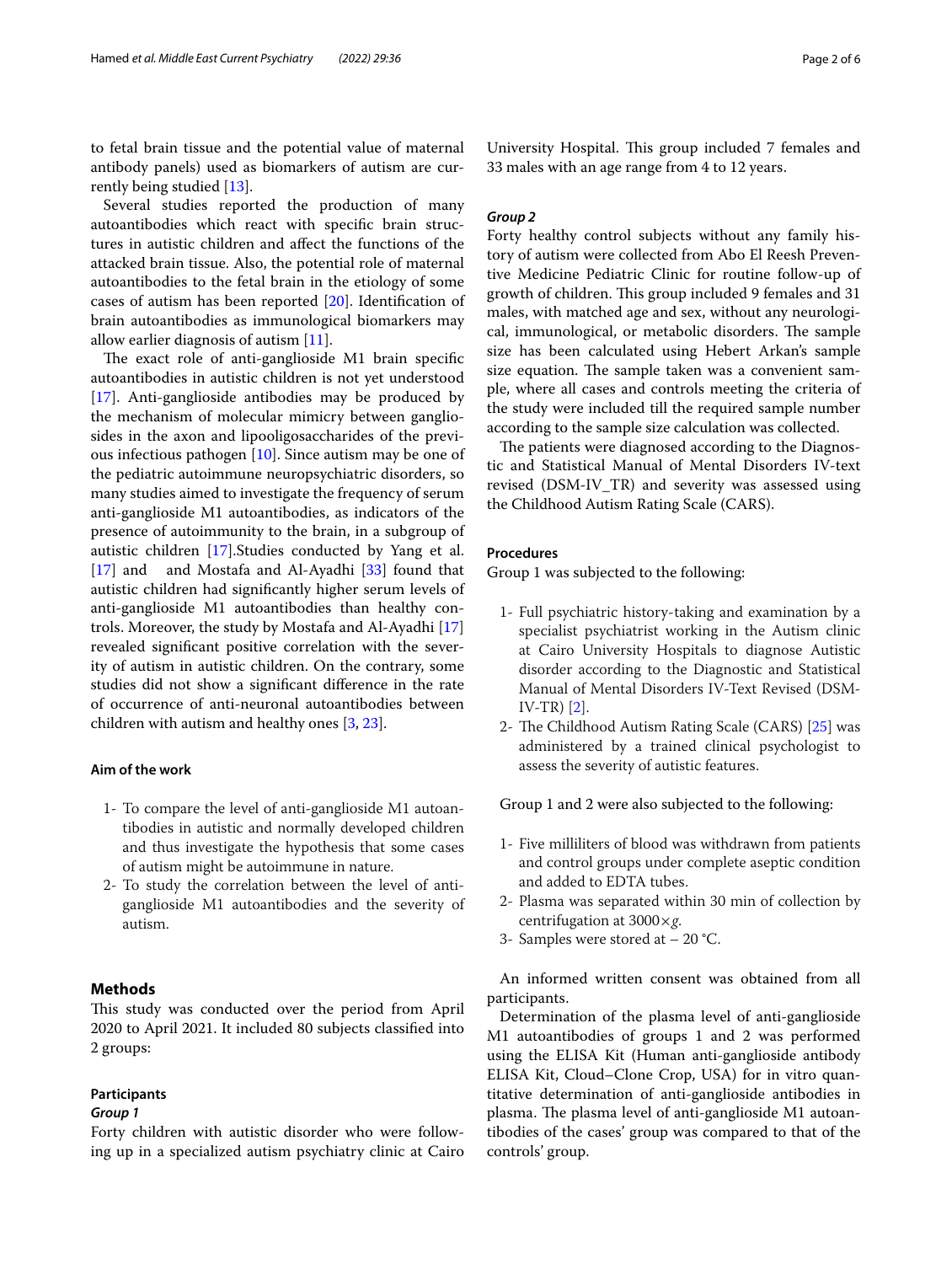to fetal brain tissue and the potential value of maternal antibody panels) used as biomarkers of autism are currently being studied [13].

Several studies reported the production of many autoantibodies which react with specific brain structures in autistic children and affect the functions of the attacked brain tissue. Also, the potential role of maternal autoantibodies to the fetal brain in the etiology of some cases of autism has been reported [20]. Identification of brain autoantibodies as immunological biomarkers may allow earlier diagnosis of autism [11].

The exact role of anti-ganglioside M1 brain specific autoantibodies in autistic children is not yet understood [17]. Anti-ganglioside antibodies may be produced by the mechanism of molecular mimicry between gangliosides in the axon and lipooligosaccharides of the previous infectious pathogen [10]. Since autism may be one of the pediatric autoimmune neuropsychiatric disorders, so many studies aimed to investigate the frequency of serum anti-ganglioside M1 autoantibodies, as indicators of the presence of autoimmunity to the brain, in a subgroup of autistic children [17].Studies conducted by Yang et al. [17] and and Mostafa and Al-Ayadhi [33] found that autistic children had significantly higher serum levels of anti-ganglioside M1 autoantibodies than healthy controls. Moreover, the study by Mostafa and Al-Ayadhi [17] revealed significant positive correlation with the severity of autism in autistic children. On the contrary, some studies did not show a significant difference in the rate of occurrence of anti-neuronal autoantibodies between children with autism and healthy ones [3, 23].

### Aim of the work

1- To compare the level of anti-ganglioside M1 autoantibodies in autistic and normally developed children and thus investigate the hypothesis that some cases of autism might be autoimmune in nature.
2- To study the correlation between the level of anti-ganglioside M1 autoantibodies and the severity of autism.

## Methods

This study was conducted over the period from April 2020 to April 2021. It included 80 subjects classified into 2 groups:

### Participants

#### *Group 1*

Forty children with autistic disorder who were following up in a specialized autism psychiatry clinic at Cairo University Hospital. This group included 7 females and 33 males with an age range from 4 to 12 years.

#### *Group 2*

Forty healthy control subjects without any family history of autism were collected from Abo El Reesh Preventive Medicine Pediatric Clinic for routine follow-up of growth of children. This group included 9 females and 31 males, with matched age and sex, without any neurological, immunological, or metabolic disorders. The sample size has been calculated using Hebert Arkan's sample size equation. The sample taken was a convenient sample, where all cases and controls meeting the criteria of the study were included till the required sample number according to the sample size calculation was collected.

The patients were diagnosed according to the Diagnostic and Statistical Manual of Mental Disorders IV-text revised (DSM-IV_TR) and severity was assessed using the Childhood Autism Rating Scale (CARS).

### Procedures

Group 1 was subjected to the following:

1- Full psychiatric history-taking and examination by a specialist psychiatrist working in the Autism clinic at Cairo University Hospitals to diagnose Autistic disorder according to the Diagnostic and Statistical Manual of Mental Disorders IV-Text Revised (DSM-IV-TR) [2].
2- The Childhood Autism Rating Scale (CARS) [25] was administered by a trained clinical psychologist to assess the severity of autistic features.

Group 1 and 2 were also subjected to the following:

1- Five milliliters of blood was withdrawn from patients and control groups under complete aseptic condition and added to EDTA tubes.
2- Plasma was separated within 30 min of collection by centrifugation at 3000×*g*.
3- Samples were stored at − 20 °C.

An informed written consent was obtained from all participants.

Determination of the plasma level of anti-ganglioside M1 autoantibodies of groups 1 and 2 was performed using the ELISA Kit (Human anti-ganglioside antibody ELISA Kit, Cloud–Clone Crop, USA) for in vitro quantitative determination of anti-ganglioside antibodies in plasma. The plasma level of anti-ganglioside M1 autoantibodies of the cases' group was compared to that of the controls' group.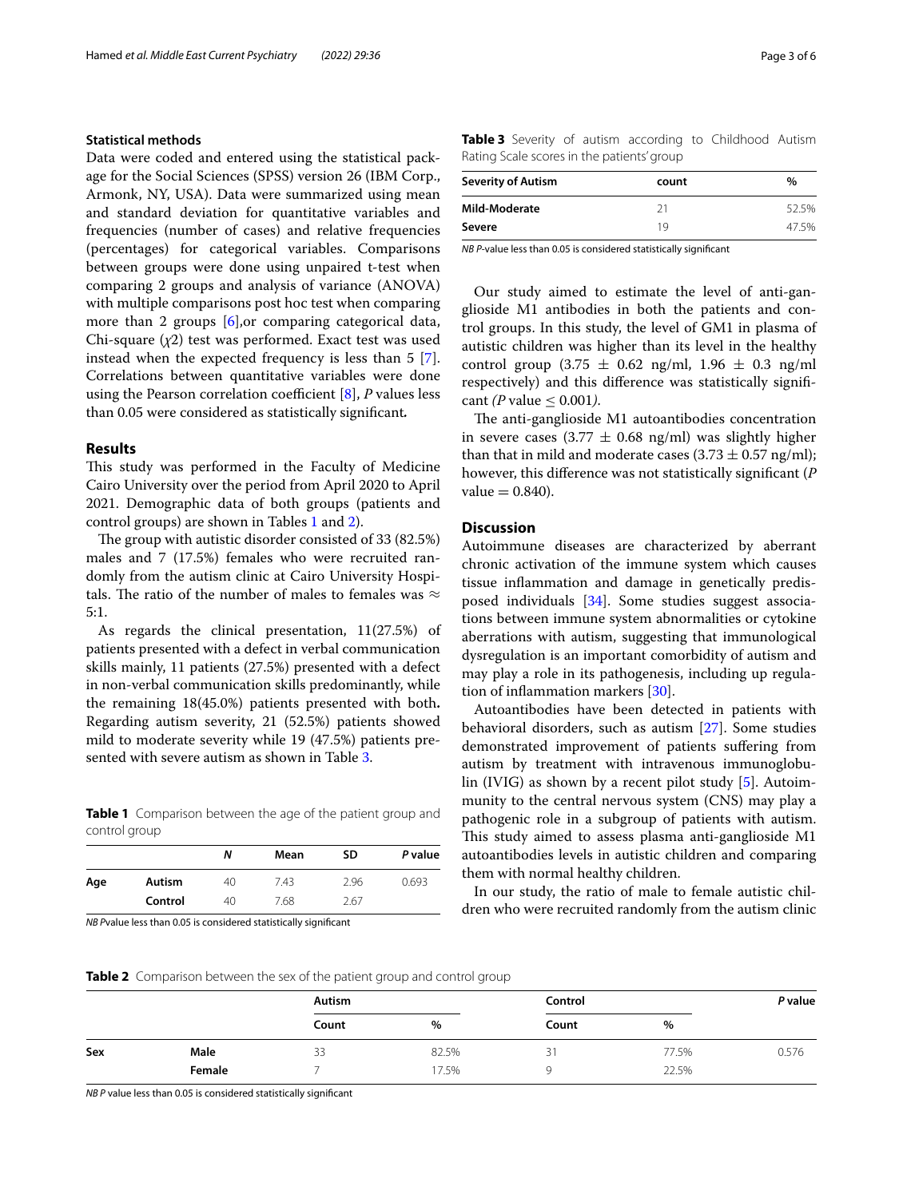### Statistical methods

Data were coded and entered using the statistical package for the Social Sciences (SPSS) version 26 (IBM Corp., Armonk, NY, USA). Data were summarized using mean and standard deviation for quantitative variables and frequencies (number of cases) and relative frequencies (percentages) for categorical variables. Comparisons between groups were done using unpaired t-test when comparing 2 groups and analysis of variance (ANOVA) with multiple comparisons post hoc test when comparing more than 2 groups [6],or comparing categorical data, Chi-square ($\chi 2$) test was performed. Exact test was used instead when the expected frequency is less than 5 [7]. Correlations between quantitative variables were done using the Pearson correlation coefficient [8], *P* values less than 0.05 were considered as statistically significant.

## Results

This study was performed in the Faculty of Medicine Cairo University over the period from April 2020 to April 2021. Demographic data of both groups (patients and control groups) are shown in Tables 1 and 2).

The group with autistic disorder consisted of 33 (82.5%) males and 7 (17.5%) females who were recruited randomly from the autism clinic at Cairo University Hospitals. The ratio of the number of males to females was ≈ 5:1.

As regards the clinical presentation, 11(27.5%) of patients presented with a defect in verbal communication skills mainly, 11 patients (27.5%) presented with a defect in non-verbal communication skills predominantly, while the remaining 18(45.0%) patients presented with both. Regarding autism severity, 21 (52.5%) patients showed mild to moderate severity while 19 (47.5%) patients presented with severe autism as shown in Table 3.

**Table 1** Comparison between the age of the patient group and control group

| | | *N* | Mean | SD | *P* value |
|---|---|---|---|---|---|
| **Age** | **Autism** | 40 | 7.43 | 2.96 | 0.693 |
| | **Control** | 40 | 7.68 | 2.67 | |

*NB P*value less than 0.05 is considered statistically significant

**Table 3** Severity of autism according to Childhood Autism Rating Scale scores in the patients' group

| Severity of Autism | count | % |
|---|---|---|
| **Mild-Moderate** | 21 | 52.5% |
| **Severe** | 19 | 47.5% |

*NB P*-value less than 0.05 is considered statistically significant

Our study aimed to estimate the level of anti-ganglioside M1 antibodies in both the patients and control groups. In this study, the level of GM1 in plasma of autistic children was higher than its level in the healthy control group (3.75 ± 0.62 ng/ml, 1.96 ± 0.3 ng/ml respectively) and this difference was statistically significant *(P* value ≤ 0.001*)*.

The anti-ganglioside M1 autoantibodies concentration in severe cases (3.77 ± 0.68 ng/ml) was slightly higher than that in mild and moderate cases (3.73 ± 0.57 ng/ml); however, this difference was not statistically significant (*P* value = 0.840).

## Discussion

Autoimmune diseases are characterized by aberrant chronic activation of the immune system which causes tissue inflammation and damage in genetically predisposed individuals [34]. Some studies suggest associations between immune system abnormalities or cytokine aberrations with autism, suggesting that immunological dysregulation is an important comorbidity of autism and may play a role in its pathogenesis, including up regulation of inflammation markers [30].

Autoantibodies have been detected in patients with behavioral disorders, such as autism [27]. Some studies demonstrated improvement of patients suffering from autism by treatment with intravenous immunoglobulin (IVIG) as shown by a recent pilot study [5]. Autoimmunity to the central nervous system (CNS) may play a pathogenic role in a subgroup of patients with autism. This study aimed to assess plasma anti-ganglioside M1 autoantibodies levels in autistic children and comparing them with normal healthy children.

In our study, the ratio of male to female autistic children who were recruited randomly from the autism clinic

**Table 2** Comparison between the sex of the patient group and control group

| | | Autism | | Control | | *P* value |
|---|---|---|---|---|---|---|
| | | Count | % | Count | % | |
| **Sex** | **Male** | 33 | 82.5% | 31 | 77.5% | 0.576 |
| | **Female** | 7 | 17.5% | 9 | 22.5% | |

*NB P* value less than 0.05 is considered statistically significant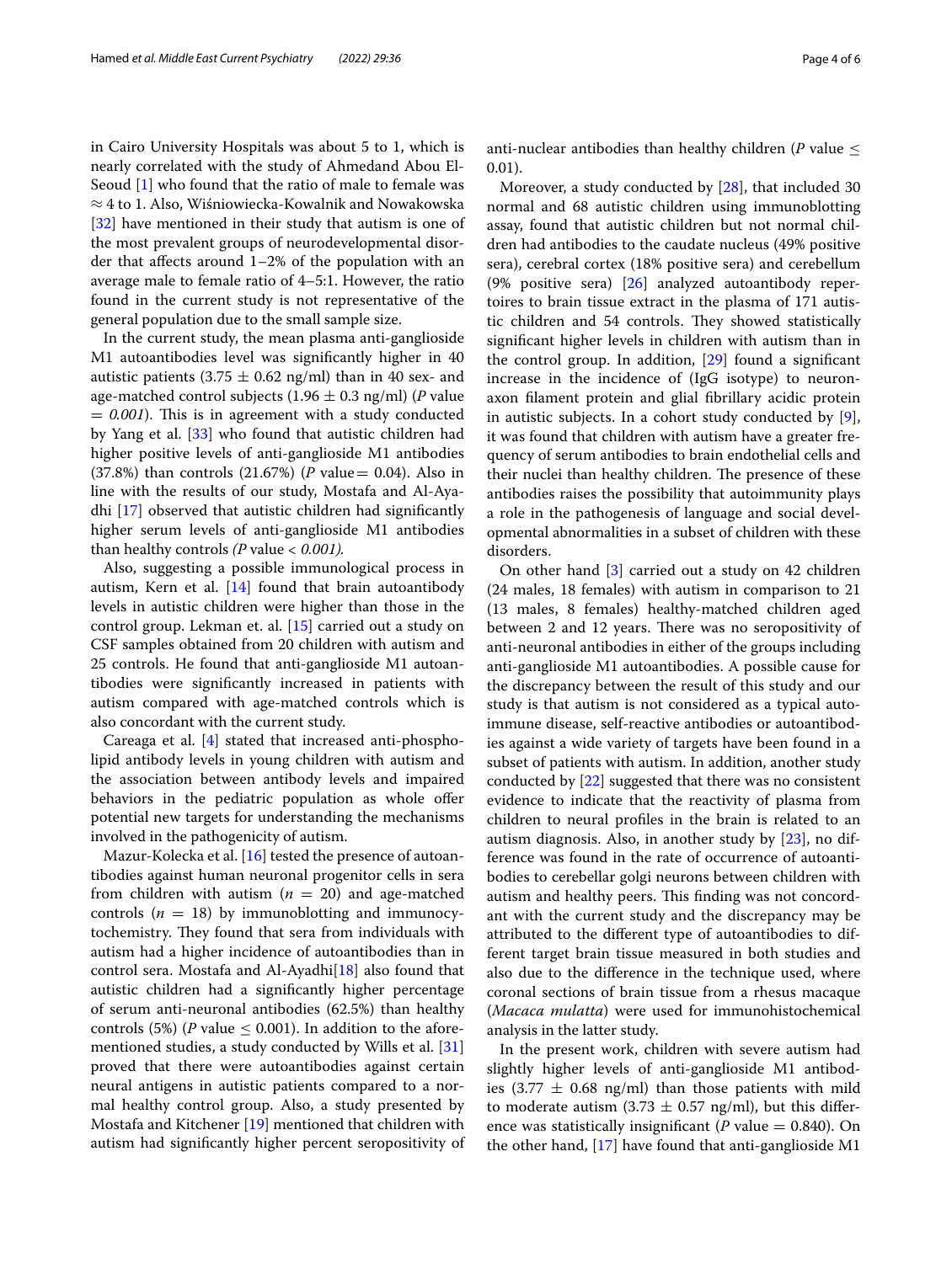in Cairo University Hospitals was about 5 to 1, which is nearly correlated with the study of Ahmedand Abou El-Seoud [1] who found that the ratio of male to female was ≈ 4 to 1. Also, Wiśniowiecka-Kowalnik and Nowakowska [32] have mentioned in their study that autism is one of the most prevalent groups of neurodevelopmental disorder that affects around 1–2% of the population with an average male to female ratio of 4–5:1. However, the ratio found in the current study is not representative of the general population due to the small sample size.

In the current study, the mean plasma anti-ganglioside M1 autoantibodies level was significantly higher in 40 autistic patients (3.75 ± 0.62 ng/ml) than in 40 sex- and age-matched control subjects (1.96 ± 0.3 ng/ml) (*P* value = *0.001*). This is in agreement with a study conducted by Yang et al. [33] who found that autistic children had higher positive levels of anti-ganglioside M1 antibodies (37.8%) than controls (21.67%) (*P* value = 0.04). Also in line with the results of our study, Mostafa and Al-Ayadhi [17] observed that autistic children had significantly higher serum levels of anti-ganglioside M1 antibodies than healthy controls *(P* value < *0.001).*

Also, suggesting a possible immunological process in autism, Kern et al. [14] found that brain autoantibody levels in autistic children were higher than those in the control group. Lekman et. al. [15] carried out a study on CSF samples obtained from 20 children with autism and 25 controls. He found that anti-ganglioside M1 autoantibodies were significantly increased in patients with autism compared with age-matched controls which is also concordant with the current study.

Careaga et al. [4] stated that increased anti-phospholipid antibody levels in young children with autism and the association between antibody levels and impaired behaviors in the pediatric population as whole offer potential new targets for understanding the mechanisms involved in the pathogenicity of autism.

Mazur-Kolecka et al. [16] tested the presence of autoantibodies against human neuronal progenitor cells in sera from children with autism ($n = 20$) and age-matched controls ($n = 18$) by immunoblotting and immunocytochemistry. They found that sera from individuals with autism had a higher incidence of autoantibodies than in control sera. Mostafa and Al-Ayadhi[18] also found that autistic children had a significantly higher percentage of serum anti-neuronal antibodies (62.5%) than healthy controls (5%) (*P* value ≤ 0.001). In addition to the aforementioned studies, a study conducted by Wills et al. [31] proved that there were autoantibodies against certain neural antigens in autistic patients compared to a normal healthy control group. Also, a study presented by Mostafa and Kitchener [19] mentioned that children with autism had significantly higher percent seropositivity of anti-nuclear antibodies than healthy children (*P* value ≤ 0.01).

Moreover, a study conducted by [28], that included 30 normal and 68 autistic children using immunoblotting assay, found that autistic children but not normal children had antibodies to the caudate nucleus (49% positive sera), cerebral cortex (18% positive sera) and cerebellum (9% positive sera) [26] analyzed autoantibody repertoires to brain tissue extract in the plasma of 171 autistic children and 54 controls. They showed statistically significant higher levels in children with autism than in the control group. In addition, [29] found a significant increase in the incidence of (IgG isotype) to neuron-axon filament protein and glial fibrillary acidic protein in autistic subjects. In a cohort study conducted by [9], it was found that children with autism have a greater frequency of serum antibodies to brain endothelial cells and their nuclei than healthy children. The presence of these antibodies raises the possibility that autoimmunity plays a role in the pathogenesis of language and social developmental abnormalities in a subset of children with these disorders.

On other hand [3] carried out a study on 42 children (24 males, 18 females) with autism in comparison to 21 (13 males, 8 females) healthy-matched children aged between 2 and 12 years. There was no seropositivity of anti-neuronal antibodies in either of the groups including anti-ganglioside M1 autoantibodies. A possible cause for the discrepancy between the result of this study and our study is that autism is not considered as a typical autoimmune disease, self-reactive antibodies or autoantibodies against a wide variety of targets have been found in a subset of patients with autism. In addition, another study conducted by [22] suggested that there was no consistent evidence to indicate that the reactivity of plasma from children to neural profiles in the brain is related to an autism diagnosis. Also, in another study by [23], no difference was found in the rate of occurrence of autoantibodies to cerebellar golgi neurons between children with autism and healthy peers. This finding was not concordant with the current study and the discrepancy may be attributed to the different type of autoantibodies to different target brain tissue measured in both studies and also due to the difference in the technique used, where coronal sections of brain tissue from a rhesus macaque (*Macaca mulatta*) were used for immunohistochemical analysis in the latter study.

In the present work, children with severe autism had slightly higher levels of anti-ganglioside M1 antibodies (3.77 ± 0.68 ng/ml) than those patients with mild to moderate autism (3.73 ± 0.57 ng/ml), but this difference was statistically insignificant (*P* value = 0.840). On the other hand, [17] have found that anti-ganglioside M1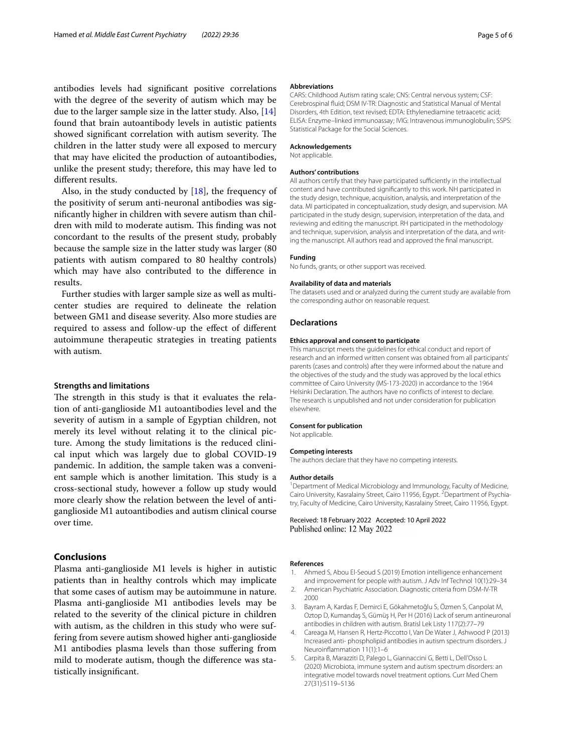antibodies levels had significant positive correlations with the degree of the severity of autism which may be due to the larger sample size in the latter study. Also, [14] found that brain autoantibody levels in autistic patients showed significant correlation with autism severity. The children in the latter study were all exposed to mercury that may have elicited the production of autoantibodies, unlike the present study; therefore, this may have led to different results.

Also, in the study conducted by [18], the frequency of the positivity of serum anti-neuronal antibodies was significantly higher in children with severe autism than children with mild to moderate autism. This finding was not concordant to the results of the present study, probably because the sample size in the latter study was larger (80 patients with autism compared to 80 healthy controls) which may have also contributed to the difference in results.

Further studies with larger sample size as well as multicenter studies are required to delineate the relation between GM1 and disease severity. Also more studies are required to assess and follow-up the effect of different autoimmune therapeutic strategies in treating patients with autism.

### Strengths and limitations

The strength in this study is that it evaluates the relation of anti-ganglioside M1 autoantibodies level and the severity of autism in a sample of Egyptian children, not merely its level without relating it to the clinical picture. Among the study limitations is the reduced clinical input which was largely due to global COVID-19 pandemic. In addition, the sample taken was a convenient sample which is another limitation. This study is a cross-sectional study, however a follow up study would more clearly show the relation between the level of anti-ganglioside M1 autoantibodies and autism clinical course over time.

## Conclusions

Plasma anti-ganglioside M1 levels is higher in autistic patients than in healthy controls which may implicate that some cases of autism may be autoimmune in nature. Plasma anti-ganglioside M1 antibodies levels may be related to the severity of the clinical picture in children with autism, as the children in this study who were suffering from severe autism showed higher anti-ganglioside M1 antibodies plasma levels than those suffering from mild to moderate autism, though the difference was statistically insignificant.

#### Abbreviations

CARS: Childhood Autism rating scale; CNS: Central nervous system; CSF: Cerebrospinal fluid; DSM IV-TR: Diagnostic and Statistical Manual of Mental Disorders, 4th Edition, text revised; EDTA: Ethylenediamine tetraacetic acid; ELISA: Enzyme–linked immunoassay; IVIG: Intravenous immunoglobulin; SSPS: Statistical Package for the Social Sciences.

#### Acknowledgements

Not applicable.

#### Authors' contributions

All authors certify that they have participated sufficiently in the intellectual content and have contributed significantly to this work. NH participated in the study design, technique, acquisition, analysis, and interpretation of the data. MI participated in conceptualization, study design, and supervision. MA participated in the study design, supervision, interpretation of the data, and reviewing and editing the manuscript. RH participated in the methodology and technique, supervision, analysis and interpretation of the data, and writing the manuscript. All authors read and approved the final manuscript.

#### Funding

No funds, grants, or other support was received.

#### Availability of data and materials

The datasets used and or analyzed during the current study are available from the corresponding author on reasonable request.

### Declarations

#### Ethics approval and consent to participate

This manuscript meets the guidelines for ethical conduct and report of research and an informed written consent was obtained from all participants' parents (cases and controls) after they were informed about the nature and the objectives of the study and the study was approved by the local ethics committee of Cairo University (MS-173-2020) in accordance to the 1964 Helsinki Declaration. The authors have no conflicts of interest to declare. The research is unpublished and not under consideration for publication elsewhere.

#### Consent for publication

Not applicable.

#### Competing interests

The authors declare that they have no competing interests.

#### Author details

[1]Department of Medical Microbiology and Immunology, Faculty of Medicine, Cairo University, Kasralainy Street, Cairo 11956, Egypt. [2]Department of Psychiatry, Faculty of Medicine, Cairo University, Kasralainy Street, Cairo 11956, Egypt.

Received: 18 February 2022 Accepted: 10 April 2022
Published online: 12 May 2022

#### References

1. Ahmed S, Abou El-Seoud S (2019) Emotion intelligence enhancement and improvement for people with autism. J Adv Inf Technol 10(1):29–34
2. American Psychiatric Association. Diagnostic criteria from DSM-IV-TR 2000
3. Bayram A, Kardas F, Demirci E, Gökahmetoğlu S, Özmen S, Canpolat M, Oztop D, Kumandaş S, Gümüş H, Per H (2016) Lack of serum antineuronal antibodies in children with autism. Bratisl Lek Listy 117(2):77–79
4. Careaga M, Hansen R, Hertz-Piccotto I, Van De Water J, Ashwood P (2013) Increased anti- phospholipid antibodies in autism spectrum disorders. J Neuroinflammation 11(1):1–6
5. Carpita B, Marazziti D, Palego L, Giannaccini G, Betti L, Dell'Osso L (2020) Microbiota, immune system and autism spectrum disorders: an integrative model towards novel treatment options. Curr Med Chem 27(31):5119–5136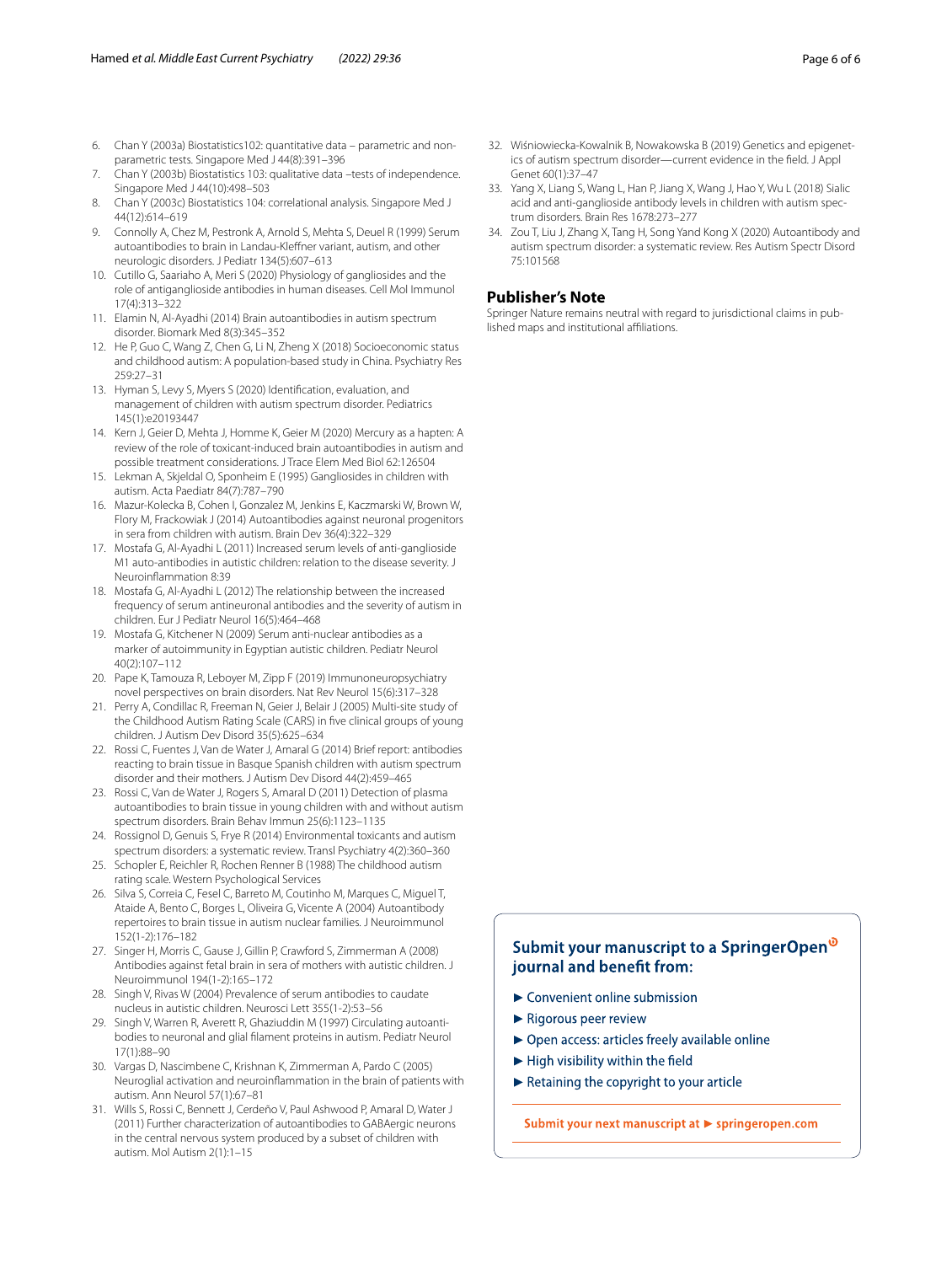6. Chan Y (2003a) Biostatistics102: quantitative data – parametric and non-parametric tests. Singapore Med J 44(8):391–396
7. Chan Y (2003b) Biostatistics 103: qualitative data –tests of independence. Singapore Med J 44(10):498–503
8. Chan Y (2003c) Biostatistics 104: correlational analysis. Singapore Med J 44(12):614–619
9. Connolly A, Chez M, Pestronk A, Arnold S, Mehta S, Deuel R (1999) Serum autoantibodies to brain in Landau-Kleffner variant, autism, and other neurologic disorders. J Pediatr 134(5):607–613
10. Cutillo G, Saariaho A, Meri S (2020) Physiology of gangliosides and the role of antiganglioside antibodies in human diseases. Cell Mol Immunol 17(4):313–322
11. Elamin N, Al-Ayadhi L (2014) Brain autoantibodies in autism spectrum disorder. Biomark Med 8(3):345–352
12. He P, Guo C, Wang Z, Chen G, Li N, Zheng X (2018) Socioeconomic status and childhood autism: A population-based study in China. Psychiatry Res 259:27–31
13. Hyman S, Levy S, Myers S (2020) Identification, evaluation, and management of children with autism spectrum disorder. Pediatrics 145(1):e20193447
14. Kern J, Geier D, Mehta J, Homme K, Geier M (2020) Mercury as a hapten: A review of the role of toxicant-induced brain autoantibodies in autism and possible treatment considerations. J Trace Elem Med Biol 62:126504
15. Lekman A, Skjeldal O, Sponheim E (1995) Gangliosides in children with autism. Acta Paediatr 84(7):787–790
16. Mazur-Kolecka B, Cohen I, Gonzalez M, Jenkins E, Kaczmarski W, Brown W, Flory M, Frackowiak J (2014) Autoantibodies against neuronal progenitors in sera from children with autism. Brain Dev 36(4):322–329
17. Mostafa G, Al-Ayadhi L (2011) Increased serum levels of anti-ganglioside M1 auto-antibodies in autistic children: relation to the disease severity. J Neuroinflammation 8:39
18. Mostafa G, Al-Ayadhi L (2012) The relationship between the increased frequency of serum antineuronal antibodies and the severity of autism in children. Eur J Pediatr Neurol 16(5):464–468
19. Mostafa G, Kitchener N (2009) Serum anti-nuclear antibodies as a marker of autoimmunity in Egyptian autistic children. Pediatr Neurol 40(2):107–112
20. Pape K, Tamouza R, Leboyer M, Zipp F (2019) Immunoneuropsychiatry novel perspectives on brain disorders. Nat Rev Neurol 15(6):317–328
21. Perry A, Condillac R, Freeman N, Geier J, Belair J (2005) Multi-site study of the Childhood Autism Rating Scale (CARS) in five clinical groups of young children. J Autism Dev Disord 35(5):625–634
22. Rossi C, Fuentes J, Van de Water J, Amaral G (2014) Brief report: antibodies reacting to brain tissue in Basque Spanish children with autism spectrum disorder and their mothers. J Autism Dev Disord 44(2):459–465
23. Rossi C, Van de Water J, Rogers S, Amaral D (2011) Detection of plasma autoantibodies to brain tissue in young children with and without autism spectrum disorders. Brain Behav Immun 25(6):1123–1135
24. Rossignol D, Genuis S, Frye R (2014) Environmental toxicants and autism spectrum disorders: a systematic review. Transl Psychiatry 4(2):360–360
25. Schopler E, Reichler R, Rochen Renner B (1988) The childhood autism rating scale. Western Psychological Services
26. Silva S, Correia C, Fesel C, Barreto M, Coutinho M, Marques C, Miguel T, Ataide A, Bento C, Borges L, Oliveira G, Vicente A (2004) Autoantibody repertoires to brain tissue in autism nuclear families. J Neuroimmunol 152(1-2):176–182
27. Singer H, Morris C, Gause J, Gillin P, Crawford S, Zimmerman A (2008) Antibodies against fetal brain in sera of mothers with autistic children. J Neuroimmunol 194(1-2):165–172
28. Singh V, Rivas W (2004) Prevalence of serum antibodies to caudate nucleus in autistic children. Neurosci Lett 355(1-2):53–56
29. Singh V, Warren R, Averett R, Ghaziuddin M (1997) Circulating autoantibodies to neuronal and glial filament proteins in autism. Pediatr Neurol 17(1):88–90
30. Vargas D, Nascimbene C, Krishnan K, Zimmerman A, Pardo C (2005) Neuroglial activation and neuroinflammation in the brain of patients with autism. Ann Neurol 57(1):67–81
31. Wills S, Rossi C, Bennett J, Cerdeño V, Paul Ashwood P, Amaral D, Water J (2011) Further characterization of autoantibodies to GABAergic neurons in the central nervous system produced by a subset of children with autism. Mol Autism 2(1):1–15
32. Wiśniowiecka-Kowalnik B, Nowakowska B (2019) Genetics and epigenetics of autism spectrum disorder—current evidence in the field. J Appl Genet 60(1):37–47
33. Yang X, Liang S, Wang L, Han P, Jiang X, Wang J, Hao Y, Wu L (2018) Sialic acid and anti-ganglioside antibody levels in children with autism spectrum disorders. Brain Res 1678:273–277
34. Zou T, Liu J, Zhang X, Tang H, Song Yand Kong X (2020) Autoantibody and autism spectrum disorder: a systematic review. Res Autism Spectr Disord 75:101568

## Publisher's Note

Springer Nature remains neutral with regard to jurisdictional claims in published maps and institutional affiliations.

**Submit your manuscript to a SpringerOpen journal and benefit from:**

- ► Convenient online submission
- ► Rigorous peer review
- ► Open access: articles freely available online
- ► High visibility within the field
- ► Retaining the copyright to your article

**Submit your next manuscript at ► springeropen.com**